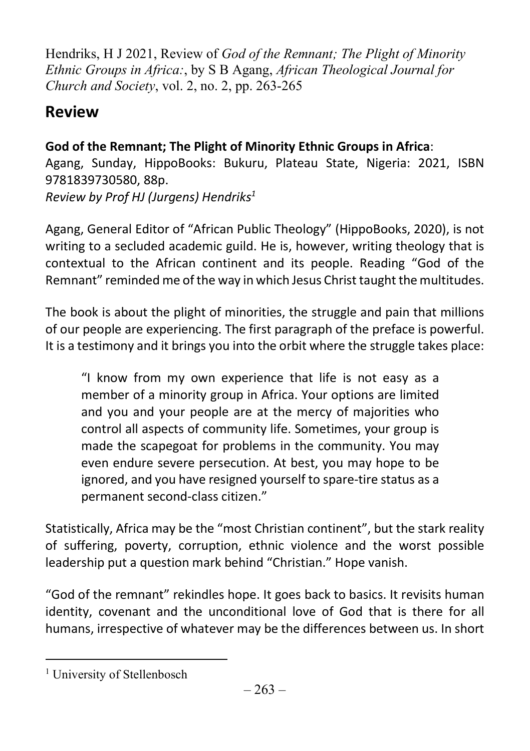Hendriks, H J 2021, Review of *God of the Remnant; The Plight of Minority Ethnic Groups in Africa:*, by S B Agang, *African Theological Journal for Church and Society*, vol. 2, no. 2, pp. 263-265

# Review

**God of the Remnant; The Plight of Minority Ethnic Groups in Africa**:
Agang, Sunday, HippoBooks: Bukuru, Plateau State, Nigeria: 2021, ISBN 9781839730580, 88p.
*Review by Prof HJ (Jurgens) Hendriks*[1]

Agang, General Editor of "African Public Theology" (HippoBooks, 2020), is not writing to a secluded academic guild. He is, however, writing theology that is contextual to the African continent and its people. Reading "God of the Remnant" reminded me of the way in which Jesus Christ taught the multitudes.

The book is about the plight of minorities, the struggle and pain that millions of our people are experiencing. The first paragraph of the preface is powerful. It is a testimony and it brings you into the orbit where the struggle takes place:

> "I know from my own experience that life is not easy as a member of a minority group in Africa. Your options are limited and you and your people are at the mercy of majorities who control all aspects of community life. Sometimes, your group is made the scapegoat for problems in the community. You may even endure severe persecution. At best, you may hope to be ignored, and you have resigned yourself to spare-tire status as a permanent second-class citizen."

Statistically, Africa may be the "most Christian continent", but the stark reality of suffering, poverty, corruption, ethnic violence and the worst possible leadership put a question mark behind "Christian." Hope vanish.

"God of the remnant" rekindles hope. It goes back to basics. It revisits human identity, covenant and the unconditional love of God that is there for all humans, irrespective of whatever may be the differences between us. In short

[1] University of Stellenbosch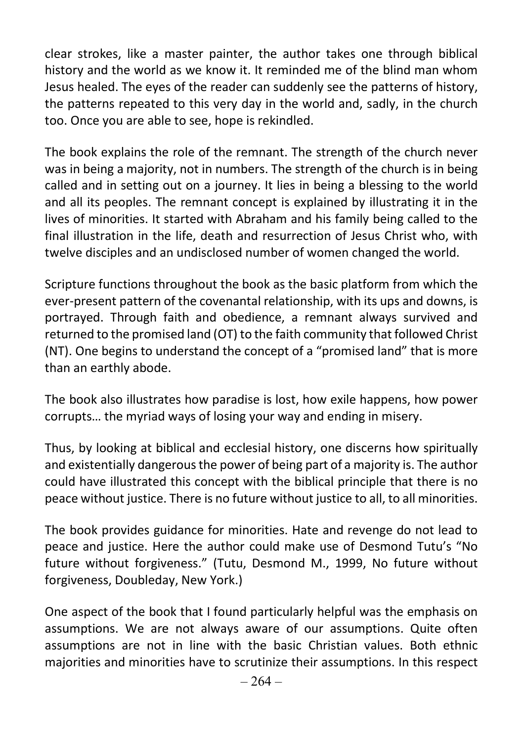clear strokes, like a master painter, the author takes one through biblical history and the world as we know it. It reminded me of the blind man whom Jesus healed. The eyes of the reader can suddenly see the patterns of history, the patterns repeated to this very day in the world and, sadly, in the church too. Once you are able to see, hope is rekindled.

The book explains the role of the remnant. The strength of the church never was in being a majority, not in numbers. The strength of the church is in being called and in setting out on a journey. It lies in being a blessing to the world and all its peoples. The remnant concept is explained by illustrating it in the lives of minorities. It started with Abraham and his family being called to the final illustration in the life, death and resurrection of Jesus Christ who, with twelve disciples and an undisclosed number of women changed the world.

Scripture functions throughout the book as the basic platform from which the ever-present pattern of the covenantal relationship, with its ups and downs, is portrayed. Through faith and obedience, a remnant always survived and returned to the promised land (OT) to the faith community that followed Christ (NT). One begins to understand the concept of a "promised land" that is more than an earthly abode.

The book also illustrates how paradise is lost, how exile happens, how power corrupts… the myriad ways of losing your way and ending in misery.

Thus, by looking at biblical and ecclesial history, one discerns how spiritually and existentially dangerous the power of being part of a majority is. The author could have illustrated this concept with the biblical principle that there is no peace without justice. There is no future without justice to all, to all minorities.

The book provides guidance for minorities. Hate and revenge do not lead to peace and justice. Here the author could make use of Desmond Tutu's "No future without forgiveness." (Tutu, Desmond M., 1999, No future without forgiveness, Doubleday, New York.)

One aspect of the book that I found particularly helpful was the emphasis on assumptions. We are not always aware of our assumptions. Quite often assumptions are not in line with the basic Christian values. Both ethnic majorities and minorities have to scrutinize their assumptions. In this respect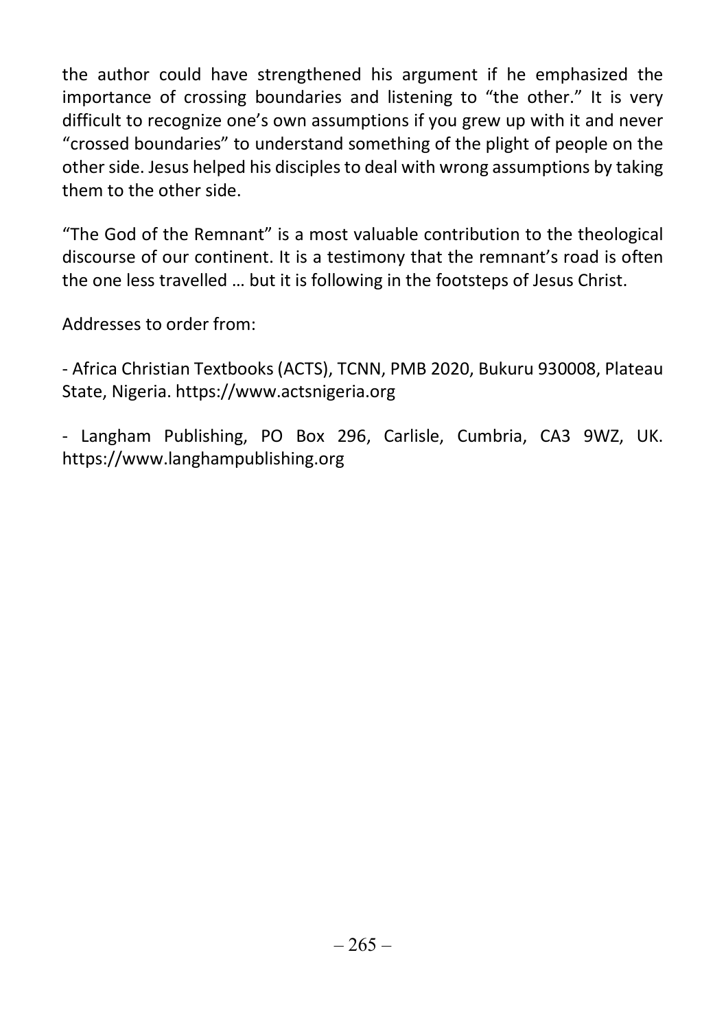the author could have strengthened his argument if he emphasized the importance of crossing boundaries and listening to "the other." It is very difficult to recognize one's own assumptions if you grew up with it and never "crossed boundaries" to understand something of the plight of people on the other side. Jesus helped his disciples to deal with wrong assumptions by taking them to the other side.

"The God of the Remnant" is a most valuable contribution to the theological discourse of our continent. It is a testimony that the remnant's road is often the one less travelled … but it is following in the footsteps of Jesus Christ.

Addresses to order from:

- Africa Christian Textbooks (ACTS), TCNN, PMB 2020, Bukuru 930008, Plateau State, Nigeria. https://www.actsnigeria.org

- Langham Publishing, PO Box 296, Carlisle, Cumbria, CA3 9WZ, UK. https://www.langhampublishing.org